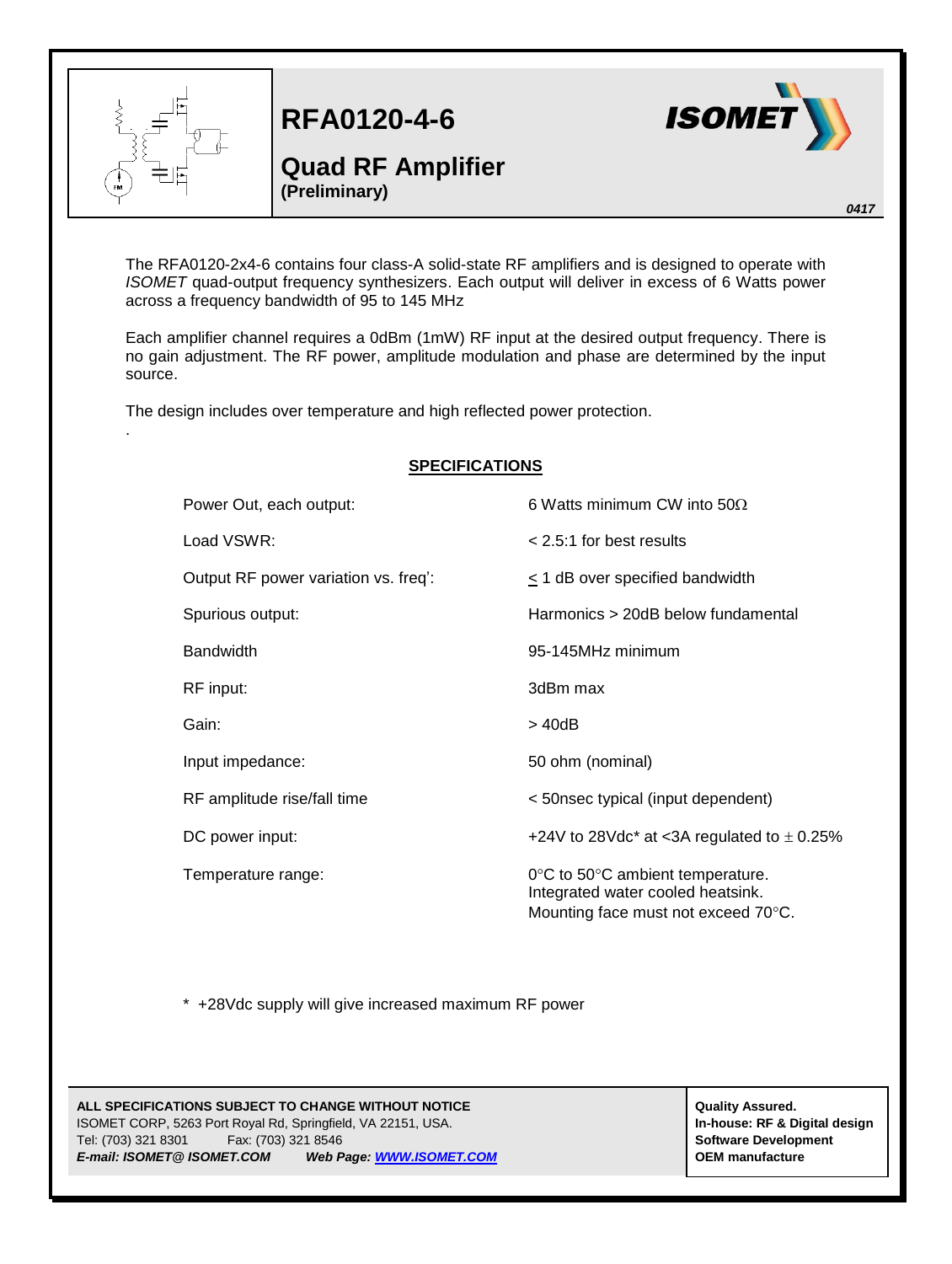# RFA0120-4-6

## Quad RF Amplifier

**(Preliminary)**

*0417*

The RFA0120-2x4-6 contains four class-A solid-state RF amplifiers and is designed to operate with *ISOMET* quad-output frequency synthesizers. Each output will deliver in excess of 6 Watts power across a frequency bandwidth of 95 to 145 MHz

Each amplifier channel requires a 0dBm (1mW) RF input at the desired output frequency. There is no gain adjustment. The RF power, amplitude modulation and phase are determined by the input source.

The design includes over temperature and high reflected power protection.

.

### SPECIFICATIONS

| | |
|---|---|
| Power Out, each output: | 6 Watts minimum CW into 50Ω |
| Load VSWR: | < 2.5:1 for best results |
| Output RF power variation vs. freq': | ≤ 1 dB over specified bandwidth |
| Spurious output: | Harmonics > 20dB below fundamental |
| Bandwidth | 95-145MHz minimum |
| RF input: | 3dBm max |
| Gain: | > 40dB |
| Input impedance: | 50 ohm (nominal) |
| RF amplitude rise/fall time | < 50nsec typical (input dependent) |
| DC power input: | +24V to 28Vdc* at <3A regulated to ± 0.25% |
| Temperature range: | 0°C to 50°C ambient temperature. Integrated water cooled heatsink. Mounting face must not exceed 70°C. |

* +28Vdc supply will give increased maximum RF power

**ALL SPECIFICATIONS SUBJECT TO CHANGE WITHOUT NOTICE**
ISOMET CORP, 5263 Port Royal Rd, Springfield, VA 22151, USA.
Tel: (703) 321 8301 Fax: (703) 321 8546
***E-mail: ISOMET@ ISOMET.COM*** ***Web Page: WWW.ISOMET.COM***

**Quality Assured.**
**In-house: RF & Digital design**
**Software Development**
**OEM manufacture**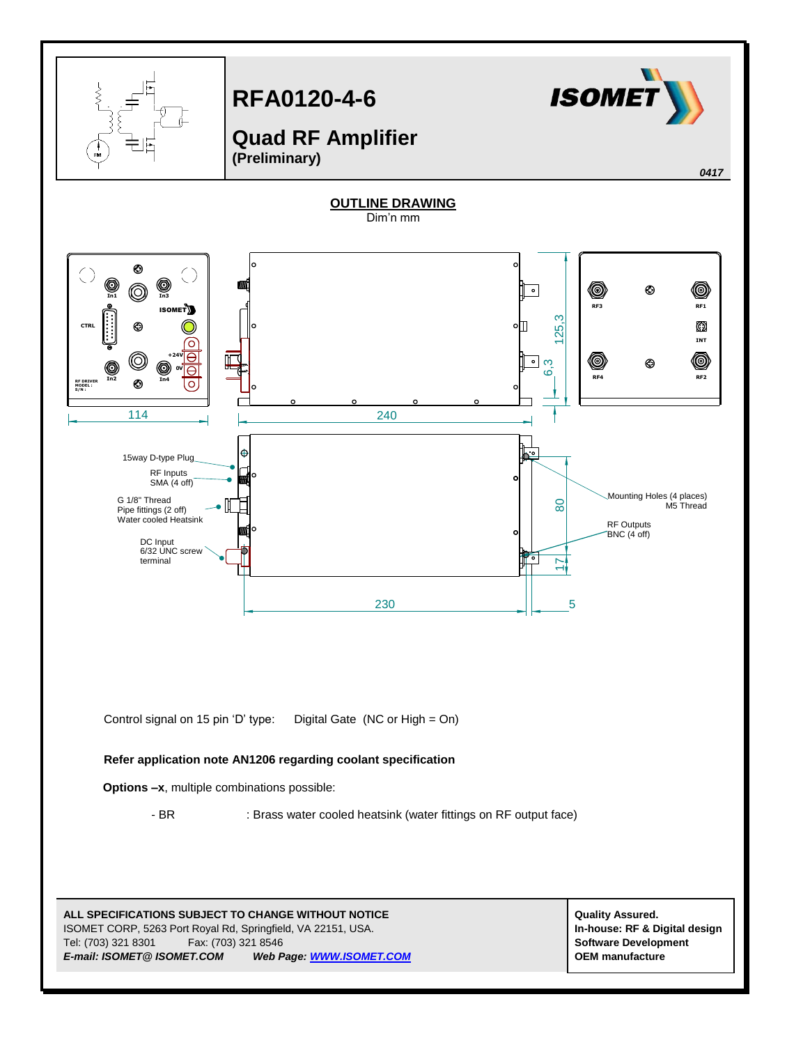# RFA0120-4-6

## Quad RF Amplifier

**(Preliminary)**

*0417*

**OUTLINE DRAWING**

Dim'n mm

In1
In3
ISOMET
CTRL
+24V
0V
In2
In4
RF DRIVER
MODEL :
S/N :

114

240

125,3

6,3

RF3
RF1
INT
RF4
RF2

15way D-type Plug

RF Inputs
SMA (4 off)

G 1/8" Thread
Pipe fittings (2 off)
Water cooled Heatsink

DC Input
6/32 UNC screw
terminal

Mounting Holes (4 places)
M5 Thread

RF Outputs
BNC (4 off)

80

17

230

5

Control signal on 15 pin 'D' type: Digital Gate (NC or High = On)

**Refer application note AN1206 regarding coolant specification**

**Options –x**, multiple combinations possible:

- BR : Brass water cooled heatsink (water fittings on RF output face)

**ALL SPECIFICATIONS SUBJECT TO CHANGE WITHOUT NOTICE**
ISOMET CORP, 5263 Port Royal Rd, Springfield, VA 22151, USA.
Tel: (703) 321 8301 Fax: (703) 321 8546
***E-mail: ISOMET@ ISOMET.COM Web Page: WWW.ISOMET.COM***

**Quality Assured.**
**In-house: RF & Digital design**
**Software Development**
**OEM manufacture**